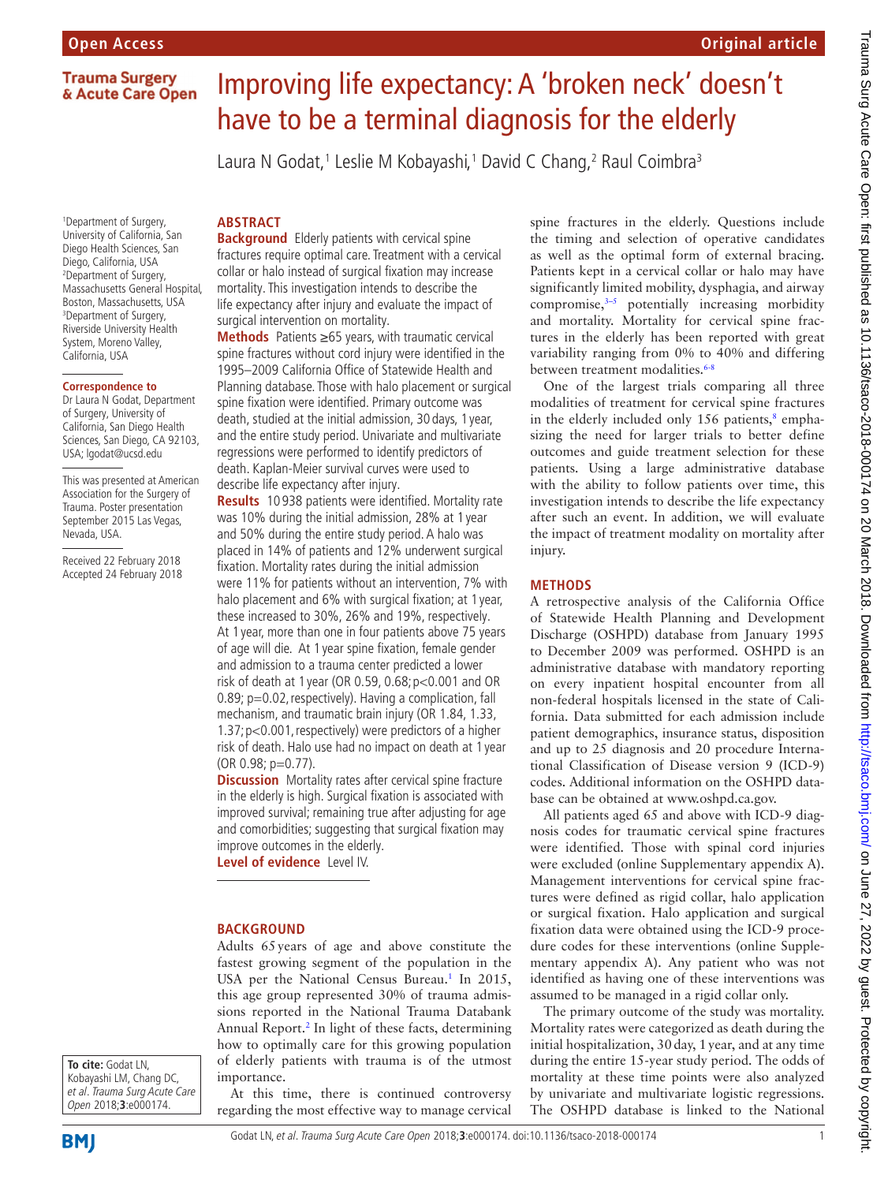# Improving life expectancy: A 'broken neck' doesn't have to be a terminal diagnosis for the elderly

Laura N Godat,[1] Leslie M Kobayashi,[1] David C Chang,[2] Raul Coimbra[3]

[1]Department of Surgery, University of California, San Diego Health Sciences, San Diego, California, USA
[2]Department of Surgery, Massachusetts General Hospital, Boston, Massachusetts, USA
[3]Department of Surgery, Riverside University Health System, Moreno Valley, California, USA

**Correspondence to**
Dr Laura N Godat, Department of Surgery, University of California, San Diego Health Sciences, San Diego, CA 92103, USA; lgodat@ucsd.edu

This was presented at American Association for the Surgery of Trauma. Poster presentation September 2015 Las Vegas, Nevada, USA.

Received 22 February 2018
Accepted 24 February 2018

**To cite:** Godat LN, Kobayashi LM, Chang DC, *et al. Trauma Surg Acute Care Open* 2018;**3**:e000174.

## ABSTRACT

**Background** Elderly patients with cervical spine fractures require optimal care. Treatment with a cervical collar or halo instead of surgical fixation may increase mortality. This investigation intends to describe the life expectancy after injury and evaluate the impact of surgical intervention on mortality.

**Methods** Patients ≥65 years, with traumatic cervical spine fractures without cord injury were identified in the 1995–2009 California Office of Statewide Health and Planning database. Those with halo placement or surgical spine fixation were identified. Primary outcome was death, studied at the initial admission, 30 days, 1 year, and the entire study period. Univariate and multivariate regressions were performed to identify predictors of death. Kaplan-Meier survival curves were used to describe life expectancy after injury.

**Results** 10 938 patients were identified. Mortality rate was 10% during the initial admission, 28% at 1 year and 50% during the entire study period. A halo was placed in 14% of patients and 12% underwent surgical fixation. Mortality rates during the initial admission were 11% for patients without an intervention, 7% with halo placement and 6% with surgical fixation; at 1 year, these increased to 30%, 26% and 19%, respectively. At 1 year, more than one in four patients above 75 years of age will die. At 1 year spine fixation, female gender and admission to a trauma center predicted a lower risk of death at 1 year (OR 0.59, 0.68; p<0.001 and OR 0.89; p=0.02, respectively). Having a complication, fall mechanism, and traumatic brain injury (OR 1.84, 1.33, 1.37; p<0.001, respectively) were predictors of a higher risk of death. Halo use had no impact on death at 1 year (OR 0.98; p=0.77).

**Discussion** Mortality rates after cervical spine fracture in the elderly is high. Surgical fixation is associated with improved survival; remaining true after adjusting for age and comorbidities; suggesting that surgical fixation may improve outcomes in the elderly.

**Level of evidence** Level IV.

## BACKGROUND

Adults 65 years of age and above constitute the fastest growing segment of the population in the USA per the National Census Bureau.[1] In 2015, this age group represented 30% of trauma admissions reported in the National Trauma Databank Annual Report.[2] In light of these facts, determining how to optimally care for this growing population of elderly patients with trauma is of the utmost importance.

At this time, there is continued controversy regarding the most effective way to manage cervical spine fractures in the elderly. Questions include the timing and selection of operative candidates as well as the optimal form of external bracing. Patients kept in a cervical collar or halo may have significantly limited mobility, dysphagia, and airway compromise,[3–5] potentially increasing morbidity and mortality. Mortality for cervical spine fractures in the elderly has been reported with great variability ranging from 0% to 40% and differing between treatment modalities.[6-8]

One of the largest trials comparing all three modalities of treatment for cervical spine fractures in the elderly included only 156 patients,[8] emphasizing the need for larger trials to better define outcomes and guide treatment selection for these patients. Using a large administrative database with the ability to follow patients over time, this investigation intends to describe the life expectancy after such an event. In addition, we will evaluate the impact of treatment modality on mortality after injury.

## METHODS

A retrospective analysis of the California Office of Statewide Health Planning and Development Discharge (OSHPD) database from January 1995 to December 2009 was performed. OSHPD is an administrative database with mandatory reporting on every inpatient hospital encounter from all non-federal hospitals licensed in the state of California. Data submitted for each admission include patient demographics, insurance status, disposition and up to 25 diagnosis and 20 procedure International Classification of Disease version 9 (ICD-9) codes. Additional information on the OSHPD database can be obtained at www.oshpd.ca.gov.

All patients aged 65 and above with ICD-9 diagnosis codes for traumatic cervical spine fractures were identified. Those with spinal cord injuries were excluded (online Supplementary appendix A). Management interventions for cervical spine fractures were defined as rigid collar, halo application or surgical fixation. Halo application and surgical fixation data were obtained using the ICD-9 procedure codes for these interventions (online Supplementary appendix A). Any patient who was not identified as having one of these interventions was assumed to be managed in a rigid collar only.

The primary outcome of the study was mortality. Mortality rates were categorized as death during the initial hospitalization, 30 day, 1 year, and at any time during the entire 15-year study period. The odds of mortality at these time points were also analyzed by univariate and multivariate logistic regressions. The OSHPD database is linked to the National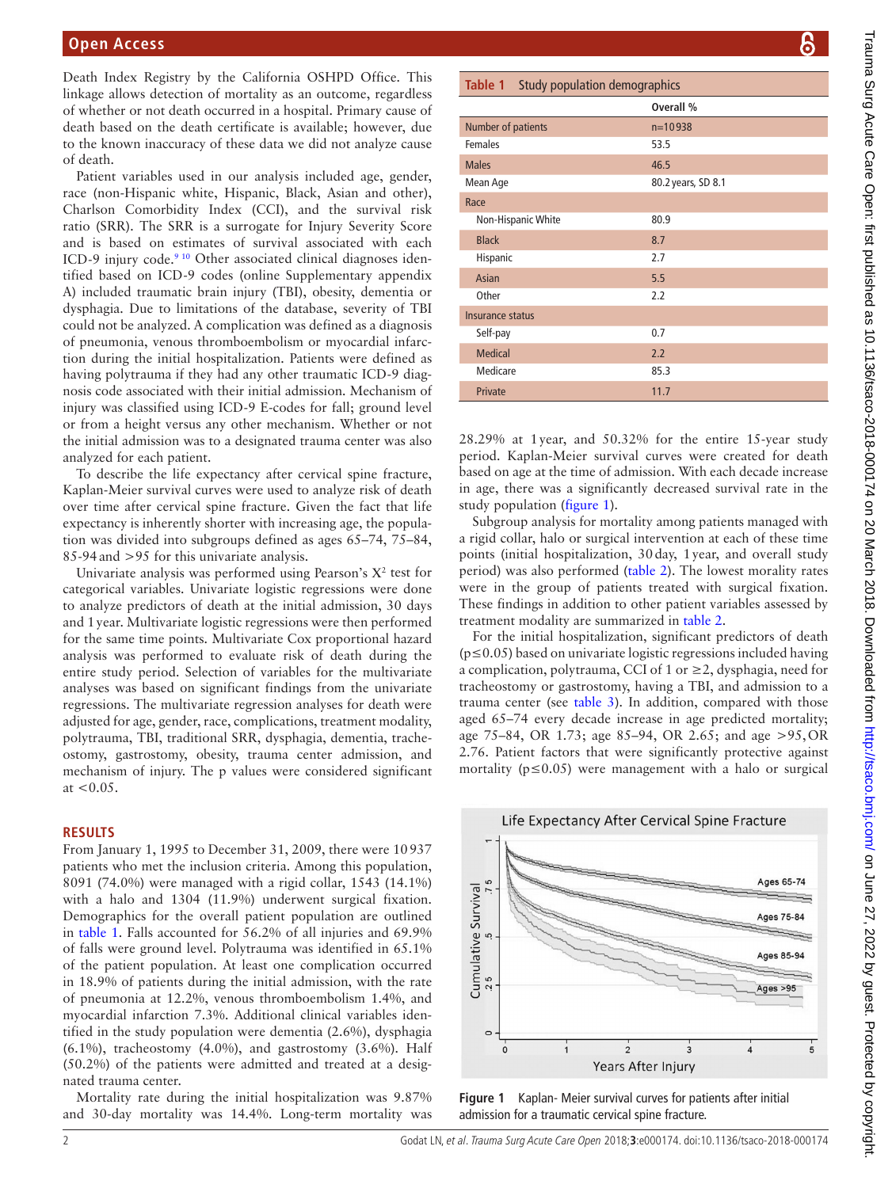Death Index Registry by the California OSHPD Office. This linkage allows detection of mortality as an outcome, regardless of whether or not death occurred in a hospital. Primary cause of death based on the death certificate is available; however, due to the known inaccuracy of these data we did not analyze cause of death.

Patient variables used in our analysis included age, gender, race (non-Hispanic white, Hispanic, Black, Asian and other), Charlson Comorbidity Index (CCI), and the survival risk ratio (SRR). The SRR is a surrogate for Injury Severity Score and is based on estimates of survival associated with each ICD-9 injury code.[9 10] Other associated clinical diagnoses identified based on ICD-9 codes (online Supplementary appendix A) included traumatic brain injury (TBI), obesity, dementia or dysphagia. Due to limitations of the database, severity of TBI could not be analyzed. A complication was defined as a diagnosis of pneumonia, venous thromboembolism or myocardial infarction during the initial hospitalization. Patients were defined as having polytrauma if they had any other traumatic ICD-9 diagnosis code associated with their initial admission. Mechanism of injury was classified using ICD-9 E-codes for fall; ground level or from a height versus any other mechanism. Whether or not the initial admission was to a designated trauma center was also analyzed for each patient.

To describe the life expectancy after cervical spine fracture, Kaplan-Meier survival curves were used to analyze risk of death over time after cervical spine fracture. Given the fact that life expectancy is inherently shorter with increasing age, the population was divided into subgroups defined as ages 65–74, 75–84, 85–94 and >95 for this univariate analysis.

Univariate analysis was performed using Pearson's $X^2$ test for categorical variables. Univariate logistic regressions were done to analyze predictors of death at the initial admission, 30 days and 1 year. Multivariate logistic regressions were then performed for the same time points. Multivariate Cox proportional hazard analysis was performed to evaluate risk of death during the entire study period. Selection of variables for the multivariate analyses was based on significant findings from the univariate regressions. The multivariate regression analyses for death were adjusted for age, gender, race, complications, treatment modality, polytrauma, TBI, traditional SRR, dysphagia, dementia, tracheostomy, gastrostomy, obesity, trauma center admission, and mechanism of injury. The p values were considered significant at <0.05.

## RESULTS

From January 1, 1995 to December 31, 2009, there were 10 937 patients who met the inclusion criteria. Among this population, 8091 (74.0%) were managed with a rigid collar, 1543 (14.1%) with a halo and 1304 (11.9%) underwent surgical fixation. Demographics for the overall patient population are outlined in table 1. Falls accounted for 56.2% of all injuries and 69.9% of falls were ground level. Polytrauma was identified in 65.1% of the patient population. At least one complication occurred in 18.9% of patients during the initial admission, with the rate of pneumonia at 12.2%, venous thromboembolism 1.4%, and myocardial infarction 7.3%. Additional clinical variables identified in the study population were dementia (2.6%), dysphagia (6.1%), tracheostomy (4.0%), and gastrostomy (3.6%). Half (50.2%) of the patients were admitted and treated at a designated trauma center.

Mortality rate during the initial hospitalization was 9.87% and 30-day mortality was 14.4%. Long-term mortality was 28.29% at 1 year, and 50.32% for the entire 15-year study period. Kaplan-Meier survival curves were created for death based on age at the time of admission. With each decade increase in age, there was a significantly decreased survival rate in the study population (figure 1).

Subgroup analysis for mortality among patients managed with a rigid collar, halo or surgical intervention at each of these time points (initial hospitalization, 30 day, 1 year, and overall study period) was also performed (table 2). The lowest morality rates were in the group of patients treated with surgical fixation. These findings in addition to other patient variables assessed by treatment modality are summarized in table 2.

For the initial hospitalization, significant predictors of death ($p \le 0.05$) based on univariate logistic regressions included having a complication, polytrauma, CCI of 1 or ≥2, dysphagia, need for tracheostomy or gastrostomy, having a TBI, and admission to a trauma center (see table 3). In addition, compared with those aged 65–74 every decade increase in age predicted mortality; age 75–84, OR 1.73; age 85–94, OR 2.65; and age >95, OR 2.76. Patient factors that were significantly protective against mortality ($p \le 0.05$) were management with a halo or surgical

**Table 1** Study population demographics

| | Overall % |
|---|---|
| Number of patients | n=10 938 |
| Females | 53.5 |
| Males | 46.5 |
| Mean Age | 80.2 years, SD 8.1 |
| Race | |
| Non-Hispanic White | 80.9 |
| Black | 8.7 |
| Hispanic | 2.7 |
| Asian | 5.5 |
| Other | 2.2 |
| Insurance status | |
| Self-pay | 0.7 |
| Medical | 2.2 |
| Medicare | 85.3 |
| Private | 11.7 |

**Figure 1** Kaplan- Meier survival curves for patients after initial admission for a traumatic cervical spine fracture.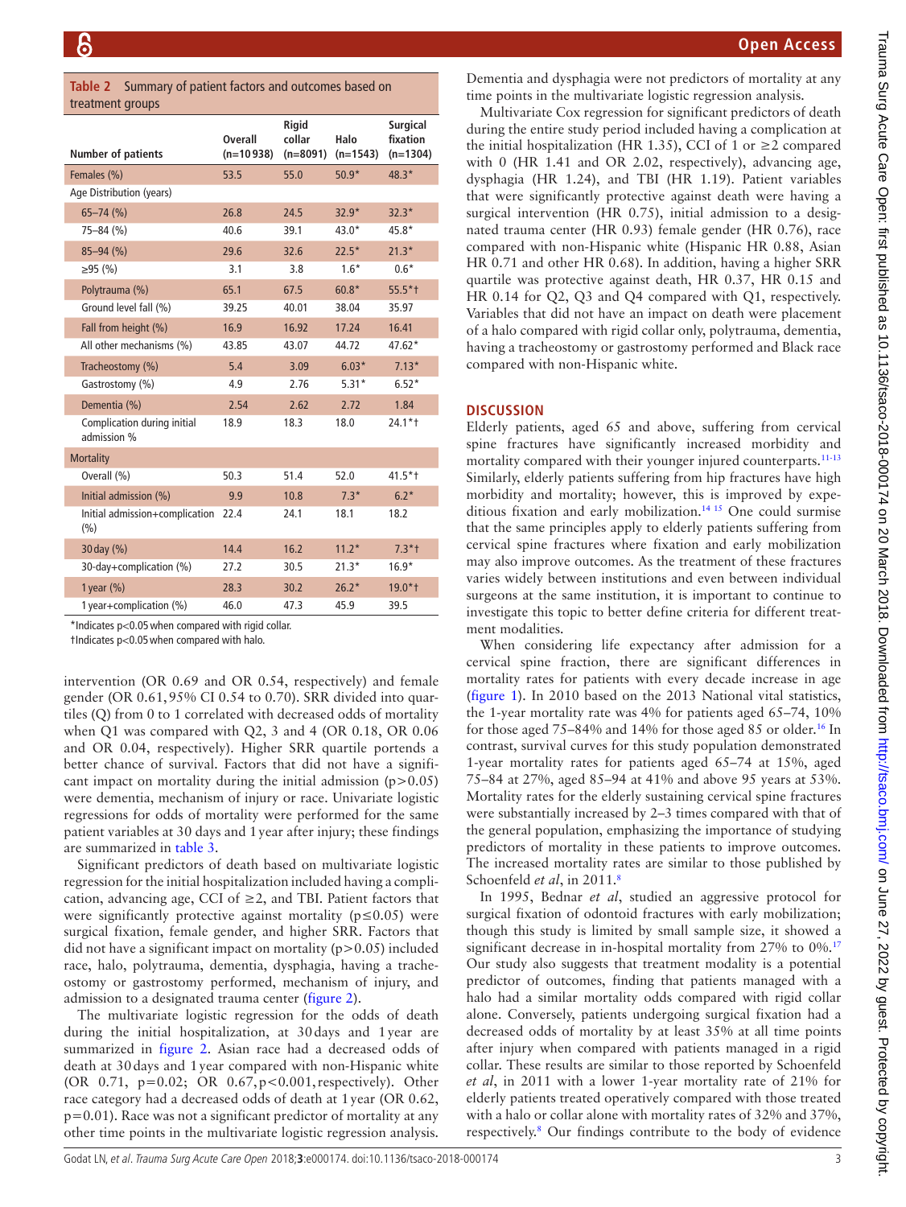**Table 2** Summary of patient factors and outcomes based on treatment groups

| Number of patients | Overall (n=10 938) | Rigid collar (n=8091) | Halo (n=1543) | Surgical fixation (n=1304) |
|---|---|---|---|---|
| Females (%) | 53.5 | 55.0 | 50.9* | 48.3* |
| Age Distribution (years) | | | | |
| 65–74 (%) | 26.8 | 24.5 | 32.9* | 32.3* |
| 75–84 (%) | 40.6 | 39.1 | 43.0* | 45.8* |
| 85–94 (%) | 29.6 | 32.6 | 22.5* | 21.3* |
| ≥95 (%) | 3.1 | 3.8 | 1.6* | 0.6* |
| Polytrauma (%) | 65.1 | 67.5 | 60.8* | 55.5*† |
| Ground level fall (%) | 39.25 | 40.01 | 38.04 | 35.97 |
| Fall from height (%) | 16.9 | 16.92 | 17.24 | 16.41 |
| All other mechanisms (%) | 43.85 | 43.07 | 44.72 | 47.62* |
| Tracheostomy (%) | 5.4 | 3.09 | 6.03* | 7.13* |
| Gastrostomy (%) | 4.9 | 2.76 | 5.31* | 6.52* |
| Dementia (%) | 2.54 | 2.62 | 2.72 | 1.84 |
| Complication during initial admission % | 18.9 | 18.3 | 18.0 | 24.1*† |
| Mortality | | | | |
| Overall (%) | 50.3 | 51.4 | 52.0 | 41.5*† |
| Initial admission (%) | 9.9 | 10.8 | 7.3* | 6.2* |
| Initial admission+complication (%) | 22.4 | 24.1 | 18.1 | 18.2 |
| 30 day (%) | 14.4 | 16.2 | 11.2* | 7.3*† |
| 30-day+complication (%) | 27.2 | 30.5 | 21.3* | 16.9* |
| 1 year (%) | 28.3 | 30.2 | 26.2* | 19.0*† |
| 1 year+complication (%) | 46.0 | 47.3 | 45.9 | 39.5 |

*Indicates p<0.05 when compared with rigid collar.
†Indicates p<0.05 when compared with halo.

intervention (OR 0.69 and OR 0.54, respectively) and female gender (OR 0.61, 95% CI 0.54 to 0.70). SRR divided into quartiles (Q) from 0 to 1 correlated with decreased odds of mortality when Q1 was compared with Q2, 3 and 4 (OR 0.18, OR 0.06 and OR 0.04, respectively). Higher SRR quartile portends a better chance of survival. Factors that did not have a significant impact on mortality during the initial admission (p>0.05) were dementia, mechanism of injury or race. Univariate logistic regressions for odds of mortality were performed for the same patient variables at 30 days and 1 year after injury; these findings are summarized in table 3.

Significant predictors of death based on multivariate logistic regression for the initial hospitalization included having a complication, advancing age, CCI of ≥2, and TBI. Patient factors that were significantly protective against mortality (p≤0.05) were surgical fixation, female gender, and higher SRR. Factors that did not have a significant impact on mortality (p>0.05) included race, halo, polytrauma, dementia, dysphagia, having a tracheostomy or gastrostomy performed, mechanism of injury, and admission to a designated trauma center (figure 2).

The multivariate logistic regression for the odds of death during the initial hospitalization, at 30 days and 1 year are summarized in figure 2. Asian race had a decreased odds of death at 30 days and 1 year compared with non-Hispanic white (OR 0.71, p=0.02; OR 0.67, p<0.001, respectively). Other race category had a decreased odds of death at 1 year (OR 0.62, p=0.01). Race was not a significant predictor of mortality at any other time points in the multivariate logistic regression analysis. Dementia and dysphagia were not predictors of mortality at any time points in the multivariate logistic regression analysis.

Multivariate Cox regression for significant predictors of death during the entire study period included having a complication at the initial hospitalization (HR 1.35), CCI of 1 or ≥2 compared with 0 (HR 1.41 and OR 2.02, respectively), advancing age, dysphagia (HR 1.24), and TBI (HR 1.19). Patient variables that were significantly protective against death were having a surgical intervention (HR 0.75), initial admission to a designated trauma center (HR 0.93) female gender (HR 0.76), race compared with non-Hispanic white (Hispanic HR 0.88, Asian HR 0.71 and other HR 0.68). In addition, having a higher SRR quartile was protective against death, HR 0.37, HR 0.15 and HR 0.14 for Q2, Q3 and Q4 compared with Q1, respectively. Variables that did not have an impact on death were placement of a halo compared with rigid collar only, polytrauma, dementia, having a tracheostomy or gastrostomy performed and Black race compared with non-Hispanic white.

## DISCUSSION

Elderly patients, aged 65 and above, suffering from cervical spine fractures have significantly increased morbidity and mortality compared with their younger injured counterparts.[11-13] Similarly, elderly patients suffering from hip fractures have high morbidity and mortality; however, this is improved by expeditious fixation and early mobilization.[14 15] One could surmise that the same principles apply to elderly patients suffering from cervical spine fractures where fixation and early mobilization may also improve outcomes. As the treatment of these fractures varies widely between institutions and even between individual surgeons at the same institution, it is important to continue to investigate this topic to better define criteria for different treatment modalities.

When considering life expectancy after admission for a cervical spine fraction, there are significant differences in mortality rates for patients with every decade increase in age (figure 1). In 2010 based on the 2013 National vital statistics, the 1-year mortality rate was 4% for patients aged 65–74, 10% for those aged 75–84% and 14% for those aged 85 or older.[16] In contrast, survival curves for this study population demonstrated 1-year mortality rates for patients aged 65–74 at 15%, aged 75–84 at 27%, aged 85–94 at 41% and above 95 years at 53%. Mortality rates for the elderly sustaining cervical spine fractures were substantially increased by 2–3 times compared with that of the general population, emphasizing the importance of studying predictors of mortality in these patients to improve outcomes. The increased mortality rates are similar to those published by Schoenfeld *et al*, in 2011.[8]

In 1995, Bednar *et al*, studied an aggressive protocol for surgical fixation of odontoid fractures with early mobilization; though this study is limited by small sample size, it showed a significant decrease in in-hospital mortality from 27% to 0%.[17] Our study also suggests that treatment modality is a potential predictor of outcomes, finding that patients managed with a halo had a similar mortality odds compared with rigid collar alone. Conversely, patients undergoing surgical fixation had a decreased odds of mortality by at least 35% at all time points after injury when compared with patients managed in a rigid collar. These results are similar to those reported by Schoenfeld *et al*, in 2011 with a lower 1-year mortality rate of 21% for elderly patients treated operatively compared with those treated with a halo or collar alone with mortality rates of 32% and 37%, respectively.[8] Our findings contribute to the body of evidence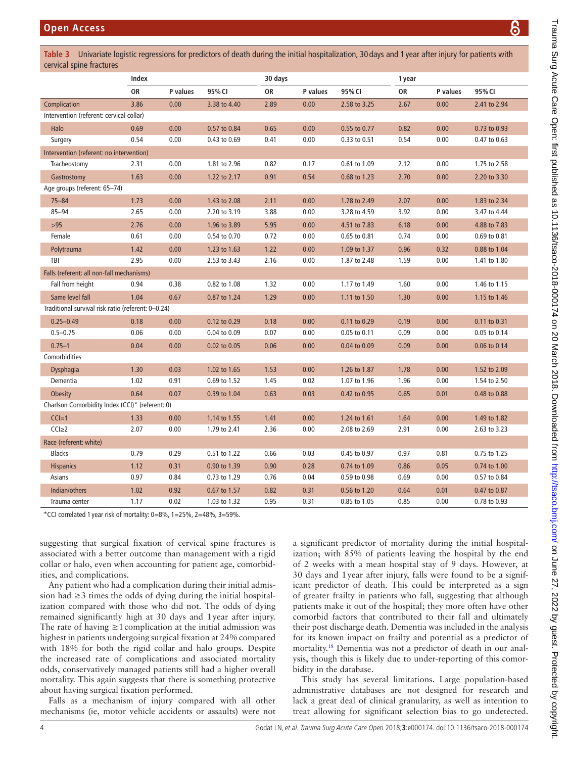**Table 3** Univariate logistic regressions for predictors of death during the initial hospitalization, 30 days and 1 year after injury for patients with cervical spine fractures

| | Index | | | 30 days | | | 1 year | | |
|---|---|---|---|---|---|---|---|---|---|
| | OR | P values | 95% CI | OR | P values | 95% CI | OR | P values | 95% CI |
| Complication | 3.86 | 0.00 | 3.38 to 4.40 | 2.89 | 0.00 | 2.58 to 3.25 | 2.67 | 0.00 | 2.41 to 2.94 |
| Intervention (referent: cervical collar) | | | | | | | | | |
| Halo | 0.69 | 0.00 | 0.57 to 0.84 | 0.65 | 0.00 | 0.55 to 0.77 | 0.82 | 0.00 | 0.73 to 0.93 |
| Surgery | 0.54 | 0.00 | 0.43 to 0.69 | 0.41 | 0.00 | 0.33 to 0.51 | 0.54 | 0.00 | 0.47 to 0.63 |
| Intervention (referent: no intervention) | | | | | | | | | |
| Tracheostomy | 2.31 | 0.00 | 1.81 to 2.96 | 0.82 | 0.17 | 0.61 to 1.09 | 2.12 | 0.00 | 1.75 to 2.58 |
| Gastrostomy | 1.63 | 0.00 | 1.22 to 2.17 | 0.91 | 0.54 | 0.68 to 1.23 | 2.70 | 0.00 | 2.20 to 3.30 |
| Age groups (referent: 65–74) | | | | | | | | | |
| 75–84 | 1.73 | 0.00 | 1.43 to 2.08 | 2.11 | 0.00 | 1.78 to 2.49 | 2.07 | 0.00 | 1.83 to 2.34 |
| 85–94 | 2.65 | 0.00 | 2.20 to 3.19 | 3.88 | 0.00 | 3.28 to 4.59 | 3.92 | 0.00 | 3.47 to 4.44 |
| >95 | 2.76 | 0.00 | 1.96 to 3.89 | 5.95 | 0.00 | 4.51 to 7.83 | 6.18 | 0.00 | 4.88 to 7.83 |
| Female | 0.61 | 0.00 | 0.54 to 0.70 | 0.72 | 0.00 | 0.65 to 0.81 | 0.74 | 0.00 | 0.69 to 0.81 |
| Polytrauma | 1.42 | 0.00 | 1.23 to 1.63 | 1.22 | 0.00 | 1.09 to 1.37 | 0.96 | 0.32 | 0.88 to 1.04 |
| TBI | 2.95 | 0.00 | 2.53 to 3.43 | 2.16 | 0.00 | 1.87 to 2.48 | 1.59 | 0.00 | 1.41 to 1.80 |
| Falls (referent: all non-fall mechanisms) | | | | | | | | | |
| Fall from height | 0.94 | 0.38 | 0.82 to 1.08 | 1.32 | 0.00 | 1.17 to 1.49 | 1.60 | 0.00 | 1.46 to 1.15 |
| Same level fall | 1.04 | 0.67 | 0.87 to 1.24 | 1.29 | 0.00 | 1.11 to 1.50 | 1.30 | 0.00 | 1.15 to 1.46 |
| Traditional survival risk ratio (referent: 0–0.24) | | | | | | | | | |
| 0.25–0.49 | 0.18 | 0.00 | 0.12 to 0.29 | 0.18 | 0.00 | 0.11 to 0.29 | 0.19 | 0.00 | 0.11 to 0.31 |
| 0.5–0.75 | 0.06 | 0.00 | 0.04 to 0.09 | 0.07 | 0.00 | 0.05 to 0.11 | 0.09 | 0.00 | 0.05 to 0.14 |
| 0.75–1 | 0.04 | 0.00 | 0.02 to 0.05 | 0.06 | 0.00 | 0.04 to 0.09 | 0.09 | 0.00 | 0.06 to 0.14 |
| Comorbidities | | | | | | | | | |
| Dysphagia | 1.30 | 0.03 | 1.02 to 1.65 | 1.53 | 0.00 | 1.26 to 1.87 | 1.78 | 0.00 | 1.52 to 2.09 |
| Dementia | 1.02 | 0.91 | 0.69 to 1.52 | 1.45 | 0.02 | 1.07 to 1.96 | 1.96 | 0.00 | 1.54 to 2.50 |
| Obesity | 0.64 | 0.07 | 0.39 to 1.04 | 0.63 | 0.03 | 0.42 to 0.95 | 0.65 | 0.01 | 0.48 to 0.88 |
| Charlson Comorbidity Index (CCI)* (referent: 0) | | | | | | | | | |
| CCI=1 | 1.33 | 0.00 | 1.14 to 1.55 | 1.41 | 0.00 | 1.24 to 1.61 | 1.64 | 0.00 | 1.49 to 1.82 |
| CCI≥2 | 2.07 | 0.00 | 1.79 to 2.41 | 2.36 | 0.00 | 2.08 to 2.69 | 2.91 | 0.00 | 2.63 to 3.23 |
| Race (referent: white) | | | | | | | | | |
| Blacks | 0.79 | 0.29 | 0.51 to 1.22 | 0.66 | 0.03 | 0.45 to 0.97 | 0.97 | 0.81 | 0.75 to 1.25 |
| Hispanics | 1.12 | 0.31 | 0.90 to 1.39 | 0.90 | 0.28 | 0.74 to 1.09 | 0.86 | 0.05 | 0.74 to 1.00 |
| Asians | 0.97 | 0.84 | 0.73 to 1.29 | 0.76 | 0.04 | 0.59 to 0.98 | 0.69 | 0.00 | 0.57 to 0.84 |
| Indian/others | 1.02 | 0.92 | 0.67 to 1.57 | 0.82 | 0.31 | 0.56 to 1.20 | 0.64 | 0.01 | 0.47 to 0.87 |
| Trauma center | 1.17 | 0.02 | 1.03 to 1.32 | 0.95 | 0.31 | 0.85 to 1.05 | 0.85 | 0.00 | 0.78 to 0.93 |

*CCI correlated 1 year risk of mortality: 0=8%, 1=25%, 2=48%, 3=59%.

suggesting that surgical fixation of cervical spine fractures is associated with a better outcome than management with a rigid collar or halo, even when accounting for patient age, comorbidities, and complications.

Any patient who had a complication during their initial admission had ≥3 times the odds of dying during the initial hospitalization compared with those who did not. The odds of dying remained significantly high at 30 days and 1 year after injury. The rate of having ≥1 complication at the initial admission was highest in patients undergoing surgical fixation at 24% compared with 18% for both the rigid collar and halo groups. Despite the increased rate of complications and associated mortality odds, conservatively managed patients still had a higher overall mortality. This again suggests that there is something protective about having surgical fixation performed.

Falls as a mechanism of injury compared with all other mechanisms (ie, motor vehicle accidents or assaults) were not a significant predictor of mortality during the initial hospitalization; with 85% of patients leaving the hospital by the end of 2 weeks with a mean hospital stay of 9 days. However, at 30 days and 1 year after injury, falls were found to be a significant predictor of death. This could be interpreted as a sign of greater frailty in patients who fall, suggesting that although patients make it out of the hospital; they more often have other comorbid factors that contributed to their fall and ultimately their post discharge death. Dementia was included in the analysis for its known impact on frailty and potential as a predictor of mortality.[18] Dementia was not a predictor of death in our analysis, though this is likely due to under-reporting of this comorbidity in the database.

This study has several limitations. Large population-based administrative databases are not designed for research and lack a great deal of clinical granularity, as well as intention to treat allowing for significant selection bias to go undetected.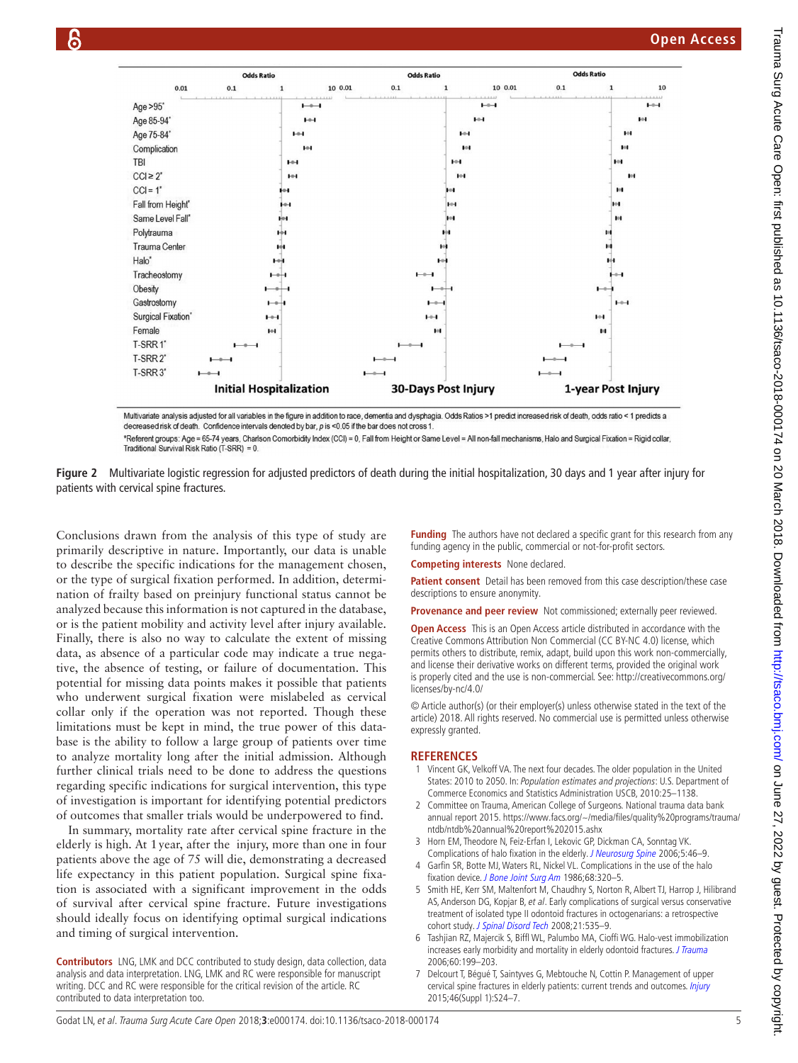Multivariate analysis adjusted for all variables in the figure in addition to race, dementia and dysphagia. Odds Ratios >1 predict increased risk of death, odds ratio < 1 predicts a decreased risk of death. Confidence intervals denoted by bar, $p$ is <0.05 if the bar does not cross 1.

*Referent groups: Age = 65-74 years, Charlson Comorbidity Index (CCI) = 0, Fall from Height or Same Level = All non-fall mechanisms, Halo and Surgical Fixation = Rigid collar, Traditional Survival Risk Ratio (T-SRR) = 0.

**Figure 2** Multivariate logistic regression for adjusted predictors of death during the initial hospitalization, 30 days and 1 year after injury for patients with cervical spine fractures.

Conclusions drawn from the analysis of this type of study are primarily descriptive in nature. Importantly, our data is unable to describe the specific indications for the management chosen, or the type of surgical fixation performed. In addition, determination of frailty based on preinjury functional status cannot be analyzed because this information is not captured in the database, or is the patient mobility and activity level after injury available. Finally, there is also no way to calculate the extent of missing data, as absence of a particular code may indicate a true negative, the absence of testing, or failure of documentation. This potential for missing data points makes it possible that patients who underwent surgical fixation were mislabeled as cervical collar only if the operation was not reported. Though these limitations must be kept in mind, the true power of this database is the ability to follow a large group of patients over time to analyze mortality long after the initial admission. Although further clinical trials need to be done to address the questions regarding specific indications for surgical intervention, this type of investigation is important for identifying potential predictors of outcomes that smaller trials would be underpowered to find.

In summary, mortality rate after cervical spine fracture in the elderly is high. At 1 year, after the injury, more than one in four patients above the age of 75 will die, demonstrating a decreased life expectancy in this patient population. Surgical spine fixation is associated with a significant improvement in the odds of survival after cervical spine fracture. Future investigations should ideally focus on identifying optimal surgical indications and timing of surgical intervention.

**Contributors** LNG, LMK and DCC contributed to study design, data collection, data analysis and data interpretation. LNG, LMK and RC were responsible for manuscript writing. DCC and RC were responsible for the critical revision of the article. RC contributed to data interpretation too.

**Funding** The authors have not declared a specific grant for this research from any funding agency in the public, commercial or not-for-profit sectors.

**Competing interests** None declared.

**Patient consent** Detail has been removed from this case description/these case descriptions to ensure anonymity.

**Provenance and peer review** Not commissioned; externally peer reviewed.

**Open Access** This is an Open Access article distributed in accordance with the Creative Commons Attribution Non Commercial (CC BY-NC 4.0) license, which permits others to distribute, remix, adapt, build upon this work non-commercially, and license their derivative works on different terms, provided the original work is properly cited and the use is non-commercial. See: http://creativecommons.org/licenses/by-nc/4.0/

© Article author(s) (or their employer(s) unless otherwise stated in the text of the article) 2018. All rights reserved. No commercial use is permitted unless otherwise expressly granted.

## REFERENCES

1. Vincent GK, Velkoff VA. The next four decades. The older population in the United States: 2010 to 2050. In: *Population estimates and projections*: U.S. Department of Commerce Economics and Statistics Administration USCB, 2010:25–1138.
2. Committee on Trauma, American College of Surgeons. National trauma data bank annual report 2015. https://www.facs.org/~/media/files/quality%20programs/trauma/ntdb/ntdb%20annual%20report%202015.ashx
3. Horn EM, Theodore N, Feiz-Erfan I, Lekovic GP, Dickman CA, Sonntag VK. Complications of halo fixation in the elderly. *J Neurosurg Spine* 2006;5:46–9.
4. Garfin SR, Botte MJ, Waters RL, Nickel VL. Complications in the use of the halo fixation device. *J Bone Joint Surg Am* 1986;68:320–5.
5. Smith HE, Kerr SM, Maltenfort M, Chaudhry S, Norton R, Albert TJ, Harrop J, Hilibrand AS, Anderson DG, Kopjar B, *et al*. Early complications of surgical versus conservative treatment of isolated type II odontoid fractures in octogenarians: a retrospective cohort study. *J Spinal Disord Tech* 2008;21:535–9.
6. Tashjian RZ, Majercik S, Biffl WL, Palumbo MA, Cioffi WG. Halo-vest immobilization increases early morbidity and mortality in elderly odontoid fractures. *J Trauma* 2006;60:199–203.
7. Delcourt T, Bégué T, Saintyves G, Mebtouche N, Cottin P. Management of upper cervical spine fractures in elderly patients: current trends and outcomes. *Injury* 2015;46(Suppl 1):S24–7.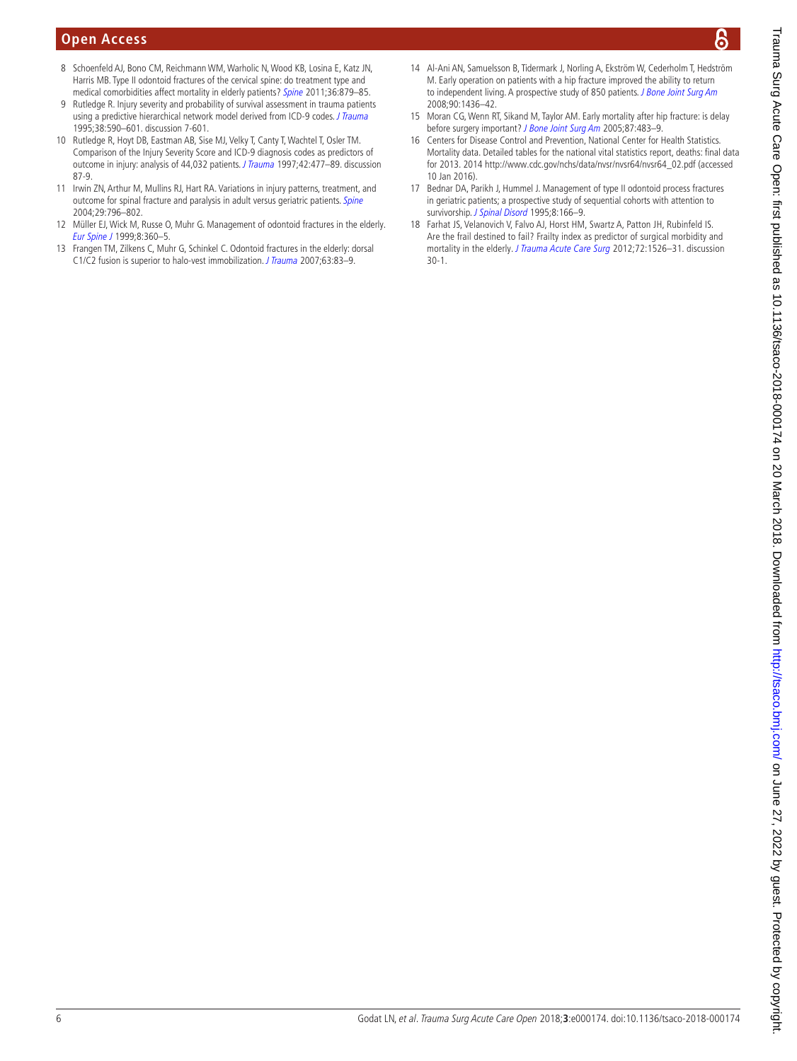8 Schoenfeld AJ, Bono CM, Reichmann WM, Warholic N, Wood KB, Losina E, Katz JN, Harris MB. Type II odontoid fractures of the cervical spine: do treatment type and medical comorbidities affect mortality in elderly patients? *Spine* 2011;36:879–85.

9 Rutledge R. Injury severity and probability of survival assessment in trauma patients using a predictive hierarchical network model derived from ICD-9 codes. *J Trauma* 1995;38:590–601. discussion 7-601.

10 Rutledge R, Hoyt DB, Eastman AB, Sise MJ, Velky T, Canty T, Wachtel T, Osler TM. Comparison of the Injury Severity Score and ICD-9 diagnosis codes as predictors of outcome in injury: analysis of 44,032 patients. *J Trauma* 1997;42:477–89. discussion 87-9.

11 Irwin ZN, Arthur M, Mullins RJ, Hart RA. Variations in injury patterns, treatment, and outcome for spinal fracture and paralysis in adult versus geriatric patients. *Spine* 2004;29:796–802.

12 Müller EJ, Wick M, Russe O, Muhr G. Management of odontoid fractures in the elderly. *Eur Spine J* 1999;8:360–5.

13 Frangen TM, Zilkens C, Muhr G, Schinkel C. Odontoid fractures in the elderly: dorsal C1/C2 fusion is superior to halo-vest immobilization. *J Trauma* 2007;63:83–9.

14 Al-Ani AN, Samuelsson B, Tidermark J, Norling A, Ekström W, Cederholm T, Hedström M. Early operation on patients with a hip fracture improved the ability to return to independent living. A prospective study of 850 patients. *J Bone Joint Surg Am* 2008;90:1436–42.

15 Moran CG, Wenn RT, Sikand M, Taylor AM. Early mortality after hip fracture: is delay before surgery important? *J Bone Joint Surg Am* 2005;87:483–9.

16 Centers for Disease Control and Prevention, National Center for Health Statistics. Mortality data. Detailed tables for the national vital statistics report, deaths: final data for 2013. 2014 http://www.cdc.gov/nchs/data/nvsr/nvsr64/nvsr64_02.pdf (accessed 10 Jan 2016).

17 Bednar DA, Parikh J, Hummel J. Management of type II odontoid process fractures in geriatric patients; a prospective study of sequential cohorts with attention to survivorship. *J Spinal Disord* 1995;8:166–9.

18 Farhat JS, Velanovich V, Falvo AJ, Horst HM, Swartz A, Patton JH, Rubinfeld IS. Are the frail destined to fail? Frailty index as predictor of surgical morbidity and mortality in the elderly. *J Trauma Acute Care Surg* 2012;72:1526–31. discussion 30-1.